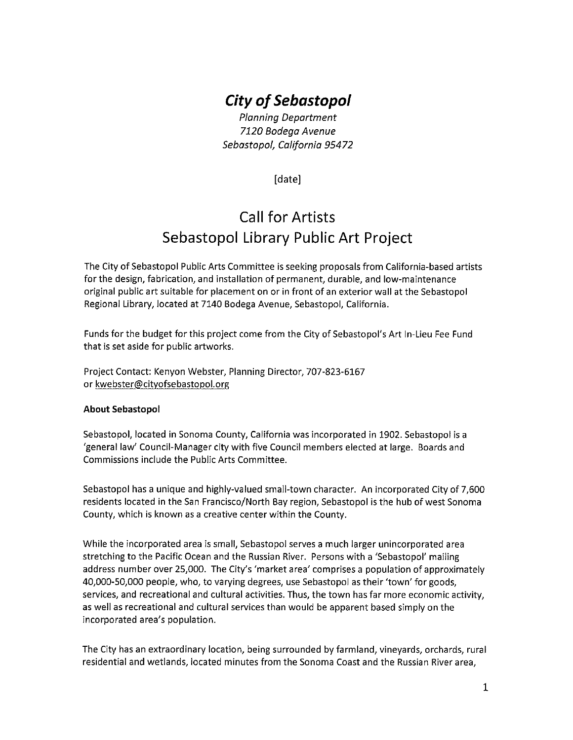# *City of Sebastopol*

*Planning Department*
*7120 Bodega Avenue*
*Sebastopol, California 95472*

[date]

## Call for Artists
## Sebastopol Library Public Art Project

The City of Sebastopol Public Arts Committee is seeking proposals from California-based artists for the design, fabrication, and installation of permanent, durable, and low-maintenance original public art suitable for placement on or in front of an exterior wall at the Sebastopol Regional Library, located at 7140 Bodega Avenue, Sebastopol, California.

Funds for the budget for this project come from the City of Sebastopol's Art In-Lieu Fee Fund that is set aside for public artworks.

Project Contact: Kenyon Webster, Planning Director, 707-823-6167
or kwebster@cityofsebastopol.org

**About Sebastopol**

Sebastopol, located in Sonoma County, California was incorporated in 1902. Sebastopol is a 'general law' Council-Manager city with five Council members elected at large. Boards and Commissions include the Public Arts Committee.

Sebastopol has a unique and highly-valued small-town character. An incorporated City of 7,600 residents located in the San Francisco/North Bay region, Sebastopol is the hub of west Sonoma County, which is known as a creative center within the County.

While the incorporated area is small, Sebastopol serves a much larger unincorporated area stretching to the Pacific Ocean and the Russian River. Persons with a 'Sebastopol' mailing address number over 25,000. The City's 'market area' comprises a population of approximately 40,000-50,000 people, who, to varying degrees, use Sebastopol as their 'town' for goods, services, and recreational and cultural activities. Thus, the town has far more economic activity, as well as recreational and cultural services than would be apparent based simply on the incorporated area's population.

The City has an extraordinary location, being surrounded by farmland, vineyards, orchards, rural residential and wetlands, located minutes from the Sonoma Coast and the Russian River area,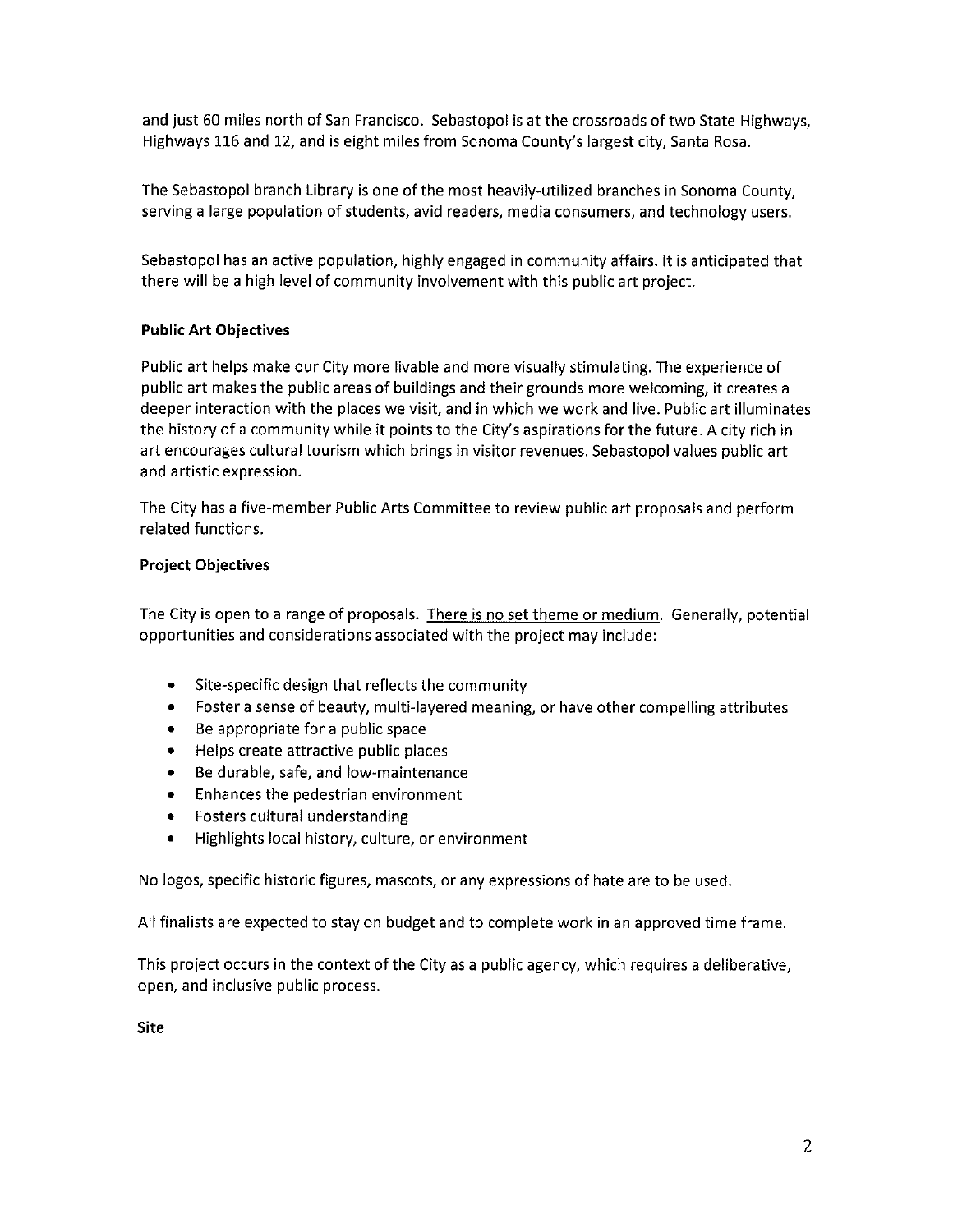and just 60 miles north of San Francisco. Sebastopol is at the crossroads of two State Highways, Highways 116 and 12, and is eight miles from Sonoma County's largest city, Santa Rosa.

The Sebastopol branch Library is one of the most heavily-utilized branches in Sonoma County, serving a large population of students, avid readers, media consumers, and technology users.

Sebastopol has an active population, highly engaged in community affairs. It is anticipated that there will be a high level of community involvement with this public art project.

**Public Art Objectives**

Public art helps make our City more livable and more visually stimulating. The experience of public art makes the public areas of buildings and their grounds more welcoming, it creates a deeper interaction with the places we visit, and in which we work and live. Public art illuminates the history of a community while it points to the City's aspirations for the future. A city rich in art encourages cultural tourism which brings in visitor revenues. Sebastopol values public art and artistic expression.

The City has a five-member Public Arts Committee to review public art proposals and perform related functions.

**Project Objectives**

The City is open to a range of proposals. <u>There is no set theme or medium</u>. Generally, potential opportunities and considerations associated with the project may include:

- Site-specific design that reflects the community
- Foster a sense of beauty, multi-layered meaning, or have other compelling attributes
- Be appropriate for a public space
- Helps create attractive public places
- Be durable, safe, and low-maintenance
- Enhances the pedestrian environment
- Fosters cultural understanding
- Highlights local history, culture, or environment

No logos, specific historic figures, mascots, or any expressions of hate are to be used.

All finalists are expected to stay on budget and to complete work in an approved time frame.

This project occurs in the context of the City as a public agency, which requires a deliberative, open, and inclusive public process.

**Site**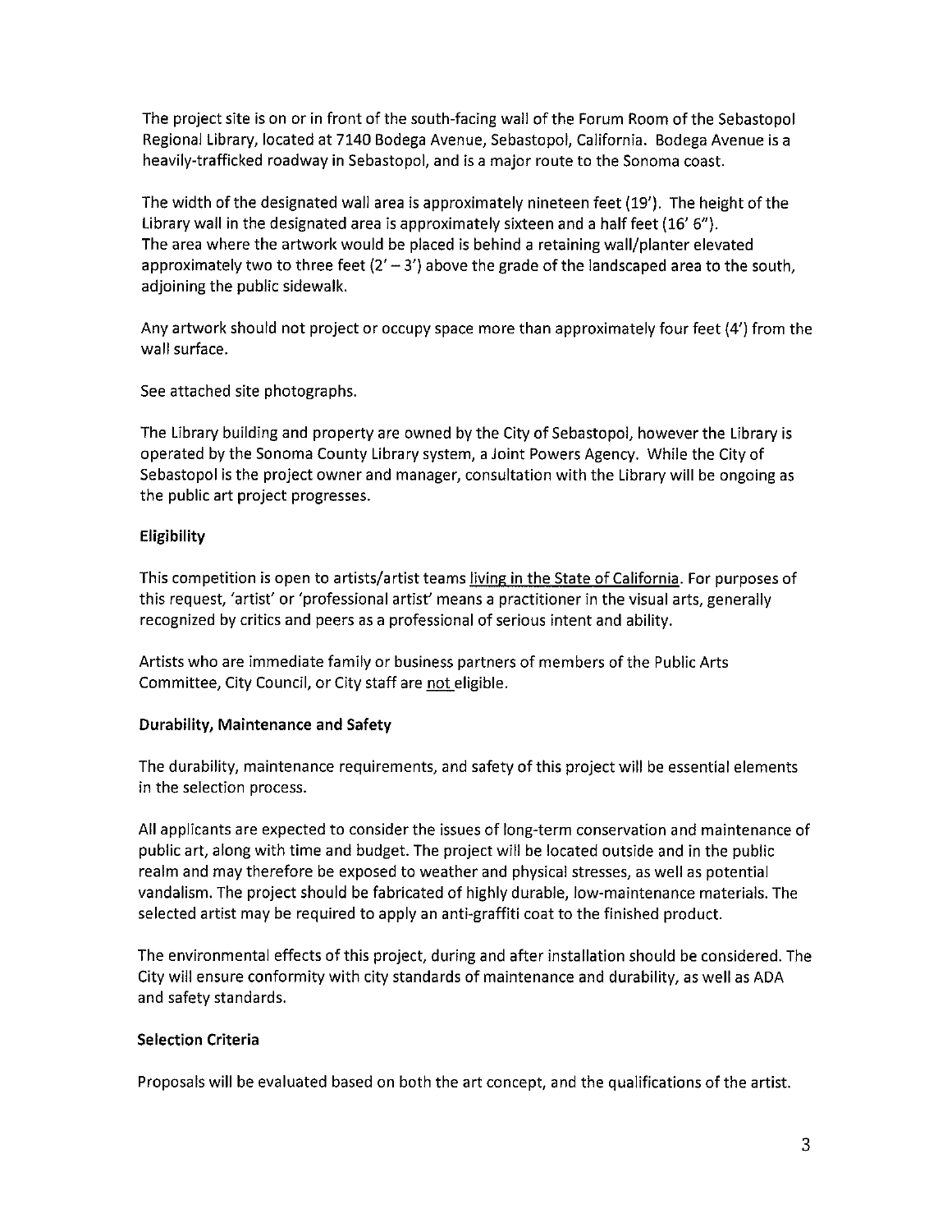The project site is on or in front of the south-facing wall of the Forum Room of the Sebastopol Regional Library, located at 7140 Bodega Avenue, Sebastopol, California. Bodega Avenue is a heavily-trafficked roadway in Sebastopol, and is a major route to the Sonoma coast.

The width of the designated wall area is approximately nineteen feet (19'). The height of the Library wall in the designated area is approximately sixteen and a half feet (16' 6").
The area where the artwork would be placed is behind a retaining wall/planter elevated approximately two to three feet (2' – 3') above the grade of the landscaped area to the south, adjoining the public sidewalk.

Any artwork should not project or occupy space more than approximately four feet (4') from the wall surface.

See attached site photographs.

The Library building and property are owned by the City of Sebastopol, however the Library is operated by the Sonoma County Library system, a Joint Powers Agency. While the City of Sebastopol is the project owner and manager, consultation with the Library will be ongoing as the public art project progresses.

**Eligibility**

This competition is open to artists/artist teams <u>living in the State of California</u>. For purposes of this request, 'artist' or 'professional artist' means a practitioner in the visual arts, generally recognized by critics and peers as a professional of serious intent and ability.

Artists who are immediate family or business partners of members of the Public Arts Committee, City Council, or City staff are <u>not</u> eligible.

**Durability, Maintenance and Safety**

The durability, maintenance requirements, and safety of this project will be essential elements in the selection process.

All applicants are expected to consider the issues of long-term conservation and maintenance of public art, along with time and budget. The project will be located outside and in the public realm and may therefore be exposed to weather and physical stresses, as well as potential vandalism. The project should be fabricated of highly durable, low-maintenance materials. The selected artist may be required to apply an anti-graffiti coat to the finished product.

The environmental effects of this project, during and after installation should be considered. The City will ensure conformity with city standards of maintenance and durability, as well as ADA and safety standards.

**Selection Criteria**

Proposals will be evaluated based on both the art concept, and the qualifications of the artist.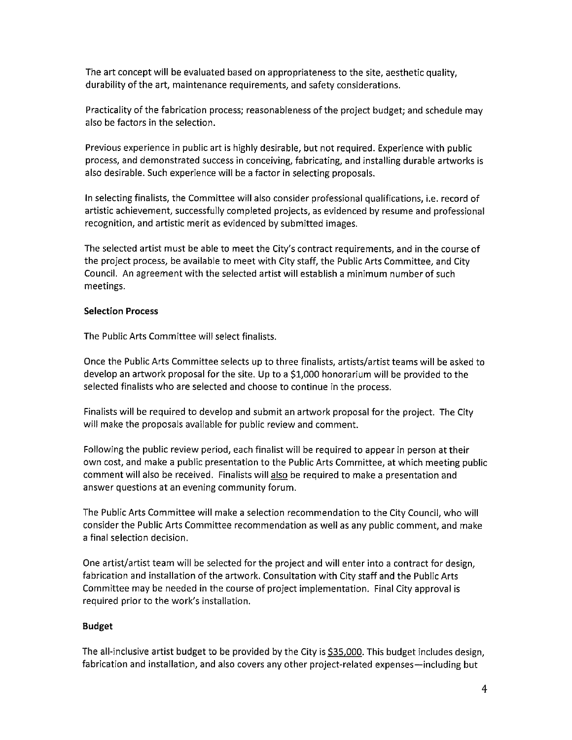The art concept will be evaluated based on appropriateness to the site, aesthetic quality, durability of the art, maintenance requirements, and safety considerations.

Practicality of the fabrication process; reasonableness of the project budget; and schedule may also be factors in the selection.

Previous experience in public art is highly desirable, but not required. Experience with public process, and demonstrated success in conceiving, fabricating, and installing durable artworks is also desirable. Such experience will be a factor in selecting proposals.

In selecting finalists, the Committee will also consider professional qualifications, i.e. record of artistic achievement, successfully completed projects, as evidenced by resume and professional recognition, and artistic merit as evidenced by submitted images.

The selected artist must be able to meet the City's contract requirements, and in the course of the project process, be available to meet with City staff, the Public Arts Committee, and City Council. An agreement with the selected artist will establish a minimum number of such meetings.

**Selection Process**

The Public Arts Committee will select finalists.

Once the Public Arts Committee selects up to three finalists, artists/artist teams will be asked to develop an artwork proposal for the site. Up to a $1,000 honorarium will be provided to the selected finalists who are selected and choose to continue in the process.

Finalists will be required to develop and submit an artwork proposal for the project. The City will make the proposals available for public review and comment.

Following the public review period, each finalist will be required to appear in person at their own cost, and make a public presentation to the Public Arts Committee, at which meeting public comment will also be received. Finalists will <u>also</u> be required to make a presentation and answer questions at an evening community forum.

The Public Arts Committee will make a selection recommendation to the City Council, who will consider the Public Arts Committee recommendation as well as any public comment, and make a final selection decision.

One artist/artist team will be selected for the project and will enter into a contract for design, fabrication and installation of the artwork. Consultation with City staff and the Public Arts Committee may be needed in the course of project implementation. Final City approval is required prior to the work's installation.

**Budget**

The all-inclusive artist budget to be provided by the City is <u>$35,000</u>. This budget includes design, fabrication and installation, and also covers any other project-related expenses—including but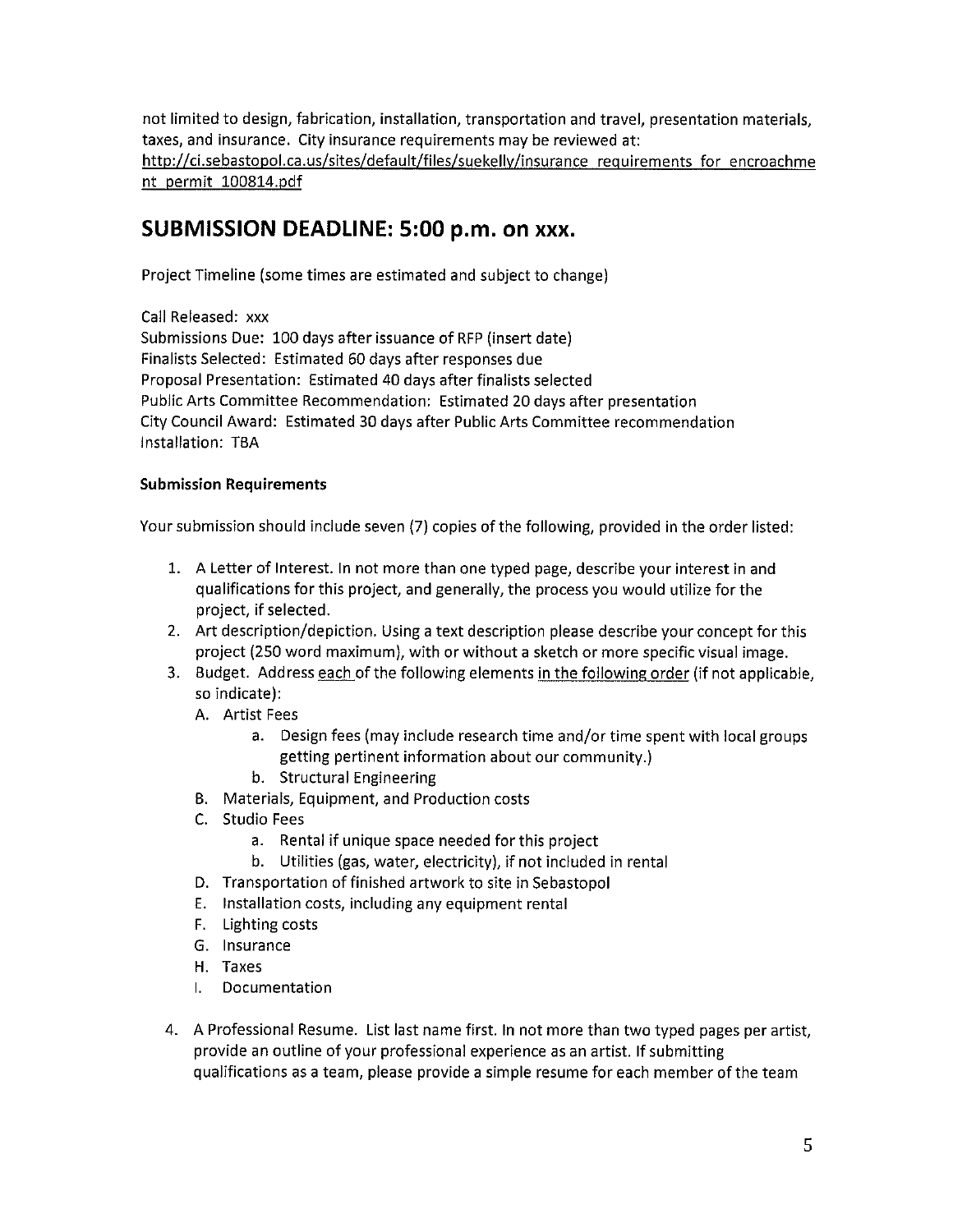not limited to design, fabrication, installation, transportation and travel, presentation materials, taxes, and insurance. City insurance requirements may be reviewed at: http://ci.sebastopol.ca.us/sites/default/files/suekelly/insurance_requirements_for_encroachment_permit_100814.pdf

## SUBMISSION DEADLINE: 5:00 p.m. on xxx.

Project Timeline (some times are estimated and subject to change)

Call Released: xxx
Submissions Due: 100 days after issuance of RFP (insert date)
Finalists Selected: Estimated 60 days after responses due
Proposal Presentation: Estimated 40 days after finalists selected
Public Arts Committee Recommendation: Estimated 20 days after presentation
City Council Award: Estimated 30 days after Public Arts Committee recommendation
Installation: TBA

**Submission Requirements**

Your submission should include seven (7) copies of the following, provided in the order listed:

1. A Letter of Interest. In not more than one typed page, describe your interest in and qualifications for this project, and generally, the process you would utilize for the project, if selected.
2. Art description/depiction. Using a text description please describe your concept for this project (250 word maximum), with or without a sketch or more specific visual image.
3. Budget. Address each of the following elements in the following order (if not applicable, so indicate):
   A. Artist Fees
      a. Design fees (may include research time and/or time spent with local groups getting pertinent information about our community.)
      b. Structural Engineering
   B. Materials, Equipment, and Production costs
   C. Studio Fees
      a. Rental if unique space needed for this project
      b. Utilities (gas, water, electricity), if not included in rental
   D. Transportation of finished artwork to site in Sebastopol
   E. Installation costs, including any equipment rental
   F. Lighting costs
   G. Insurance
   H. Taxes
   I. Documentation
4. A Professional Resume. List last name first. In not more than two typed pages per artist, provide an outline of your professional experience as an artist. If submitting qualifications as a team, please provide a simple resume for each member of the team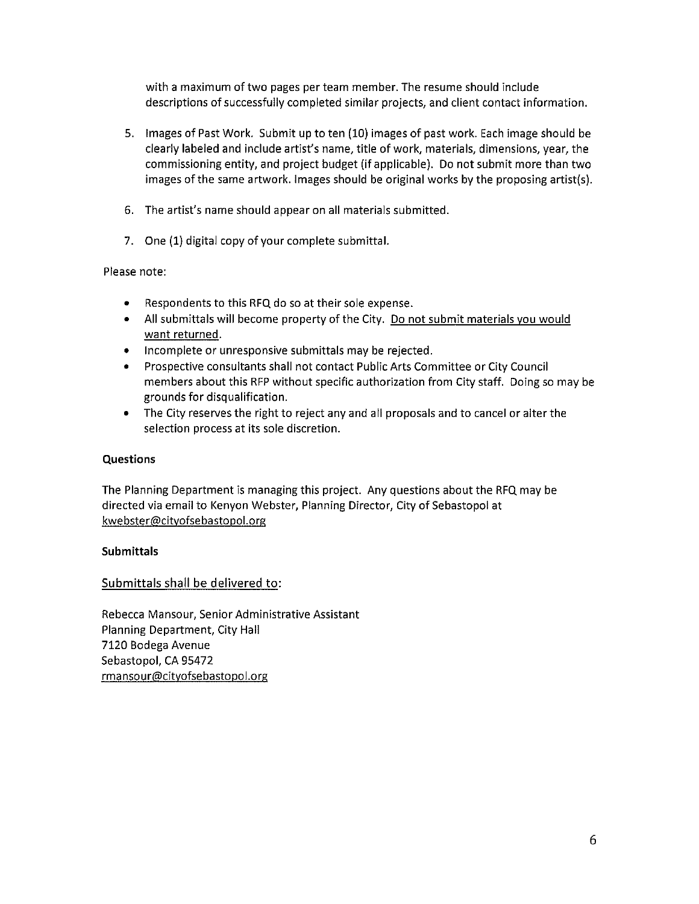with a maximum of two pages per team member. The resume should include descriptions of successfully completed similar projects, and client contact information.

5. Images of Past Work. Submit up to ten (10) images of past work. Each image should be clearly labeled and include artist's name, title of work, materials, dimensions, year, the commissioning entity, and project budget (if applicable). Do not submit more than two images of the same artwork. Images should be original works by the proposing artist(s).

6. The artist's name should appear on all materials submitted.

7. One (1) digital copy of your complete submittal.

Please note:

- Respondents to this RFQ do so at their sole expense.
- All submittals will become property of the City. <u>Do not submit materials you would want returned</u>.
- Incomplete or unresponsive submittals may be rejected.
- Prospective consultants shall not contact Public Arts Committee or City Council members about this RFP without specific authorization from City staff. Doing so may be grounds for disqualification.
- The City reserves the right to reject any and all proposals and to cancel or alter the selection process at its sole discretion.

**Questions**

The Planning Department is managing this project. Any questions about the RFQ may be directed via email to Kenyon Webster, Planning Director, City of Sebastopol at kwebster@cityofsebastopol.org

**Submittals**

<u>Submittals shall be delivered to</u>:

Rebecca Mansour, Senior Administrative Assistant
Planning Department, City Hall
7120 Bodega Avenue
Sebastopol, CA 95472
rmansour@cityofsebastopol.org